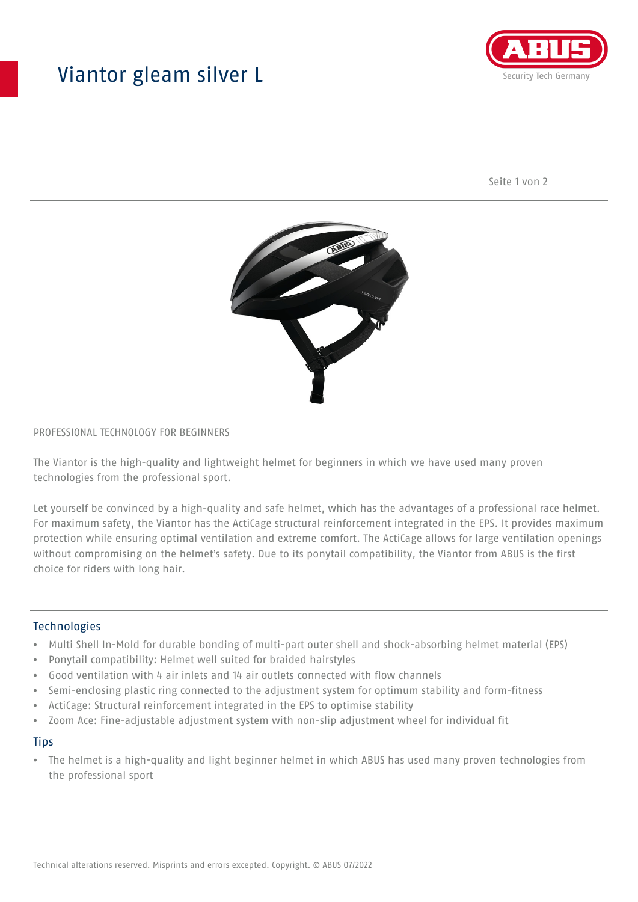# Viantor gleam silver L

PROFESSIONAL TECHNOLOGY FOR BEGINNERS

The Viantor is the high-quality and lightweight helmet for beginners in which we have used many proven technologies from the professional sport.

Let yourself be convinced by a high-quality and safe helmet, which has the advantages of a professional race helmet. For maximum safety, the Viantor has the ActiCage structural reinforcement integrated in the EPS. It provides maximum protection while ensuring optimal ventilation and extreme comfort. The ActiCage allows for large ventilation openings without compromising on the helmet's safety. Due to its ponytail compatibility, the Viantor from ABUS is the first choice for riders with long hair.

## Technologies

- Multi Shell In-Mold for durable bonding of multi-part outer shell and shock-absorbing helmet material (EPS)
- Ponytail compatibility: Helmet well suited for braided hairstyles
- Good ventilation with 4 air inlets and 14 air outlets connected with flow channels
- Semi-enclosing plastic ring connected to the adjustment system for optimum stability and form-fitness
- ActiCage: Structural reinforcement integrated in the EPS to optimise stability
- Zoom Ace: Fine-adjustable adjustment system with non-slip adjustment wheel for individual fit

## Tips

- The helmet is a high-quality and light beginner helmet in which ABUS has used many proven technologies from the professional sport

Technical alterations reserved. Misprints and errors excepted. Copyright. © ABUS 07/2022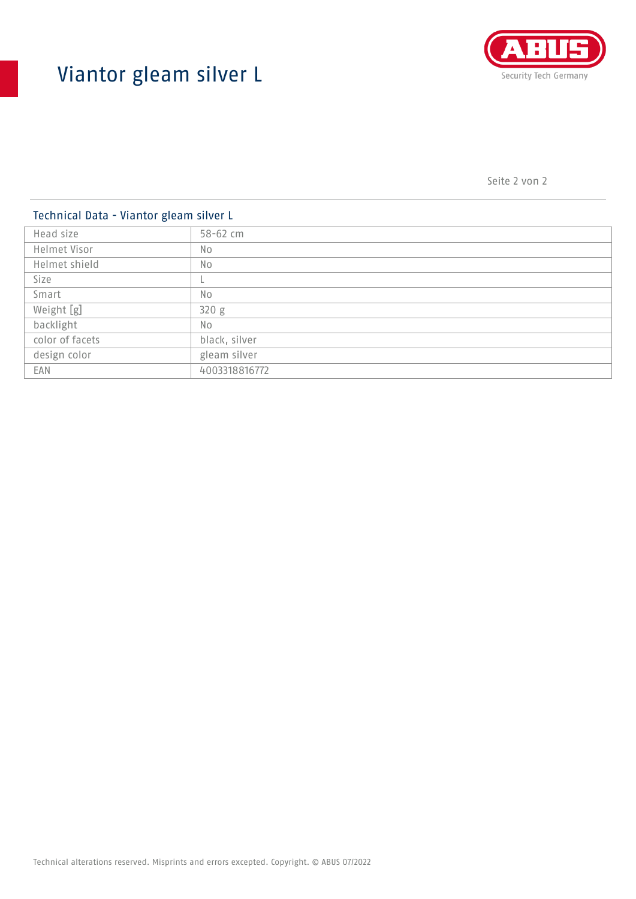# Viantor gleam silver L

## Technical Data - Viantor gleam silver L

| | |
|---|---|
| Head size | 58-62 cm |
| Helmet Visor | No |
| Helmet shield | No |
| Size | L |
| Smart | No |
| Weight [g] | 320 g |
| backlight | No |
| color of facets | black, silver |
| design color | gleam silver |
| EAN | 4003318816772 |

Technical alterations reserved. Misprints and errors excepted. Copyright. © ABUS 07/2022